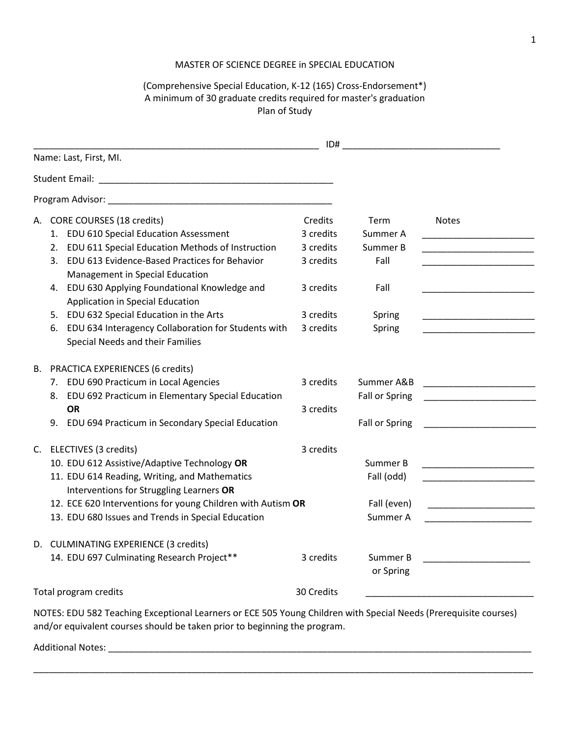# MASTER OF SCIENCE DEGREE in SPECIAL EDUCATION

(Comprehensive Special Education, K-12 (165) Cross-Endorsement*)
A minimum of 30 graduate credits required for master's graduation
Plan of Study

_______________________________________________ ID# __________________________

Name: Last, First, MI.

Student Email: _______________________________________

Program Advisor: ____________________________________

| | Credits | Term | Notes |
|---|---|---|---|
| **A. CORE COURSES (18 credits)** | | | |
| 1. EDU 610 Special Education Assessment | 3 credits | Summer A | __________________ |
| 2. EDU 611 Special Education Methods of Instruction | 3 credits | Summer B | __________________ |
| 3. EDU 613 Evidence-Based Practices for Behavior Management in Special Education | 3 credits | Fall | __________________ |
| 4. EDU 630 Applying Foundational Knowledge and Application in Special Education | 3 credits | Fall | __________________ |
| 5. EDU 632 Special Education in the Arts | 3 credits | Spring | __________________ |
| 6. EDU 634 Interagency Collaboration for Students with Special Needs and their Families | 3 credits | Spring | __________________ |
| **B. PRACTICA EXPERIENCES (6 credits)** | | | |
| 7. EDU 690 Practicum in Local Agencies | 3 credits | Summer A&B | __________________ |
| 8. EDU 692 Practicum in Elementary Special Education | | Fall or Spring | __________________ |
| **OR** | 3 credits | | |
| 9. EDU 694 Practicum in Secondary Special Education | | Fall or Spring | __________________ |
| **C. ELECTIVES (3 credits)** | 3 credits | | |
| 10. EDU 612 Assistive/Adaptive Technology **OR** | | Summer B | __________________ |
| 11. EDU 614 Reading, Writing, and Mathematics Interventions for Struggling Learners **OR** | | Fall (odd) | __________________ |
| 12. ECE 620 Interventions for young Children with Autism **OR** | | Fall (even) | __________________ |
| 13. EDU 680 Issues and Trends in Special Education | | Summer A | __________________ |
| **D. CULMINATING EXPERIENCE (3 credits)** | | | |
| 14. EDU 697 Culminating Research Project** | 3 credits | Summer B or Spring | __________________ |
| Total program credits | 30 Credits | __________________________ | |

NOTES: EDU 582 Teaching Exceptional Learners or ECE 505 Young Children with Special Needs (Prerequisite courses) and/or equivalent courses should be taken prior to beginning the program.

Additional Notes: ________________________________________________________________________

__________________________________________________________________________________________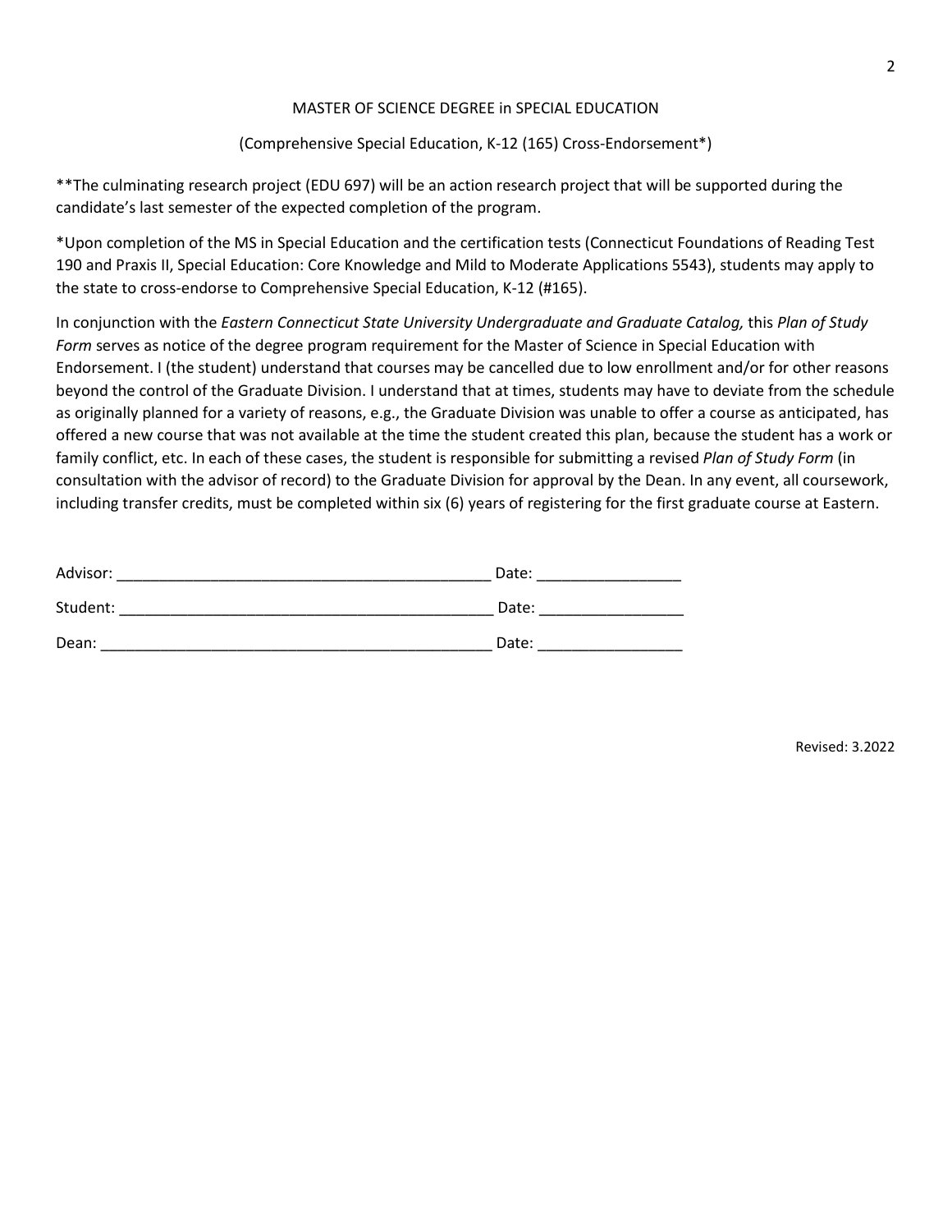MASTER OF SCIENCE DEGREE in SPECIAL EDUCATION

(Comprehensive Special Education, K-12 (165) Cross-Endorsement*)

**The culminating research project (EDU 697) will be an action research project that will be supported during the candidate's last semester of the expected completion of the program.

*Upon completion of the MS in Special Education and the certification tests (Connecticut Foundations of Reading Test 190 and Praxis II, Special Education: Core Knowledge and Mild to Moderate Applications 5543), students may apply to the state to cross-endorse to Comprehensive Special Education, K-12 (#165).

In conjunction with the *Eastern Connecticut State University Undergraduate and Graduate Catalog,* this *Plan of Study Form* serves as notice of the degree program requirement for the Master of Science in Special Education with Endorsement. I (the student) understand that courses may be cancelled due to low enrollment and/or for other reasons beyond the control of the Graduate Division. I understand that at times, students may have to deviate from the schedule as originally planned for a variety of reasons, e.g., the Graduate Division was unable to offer a course as anticipated, has offered a new course that was not available at the time the student created this plan, because the student has a work or family conflict, etc. In each of these cases, the student is responsible for submitting a revised *Plan of Study Form* (in consultation with the advisor of record) to the Graduate Division for approval by the Dean. In any event, all coursework, including transfer credits, must be completed within six (6) years of registering for the first graduate course at Eastern.

Advisor: ______________________________________________ Date: _________________

Student: ______________________________________________ Date: _________________

Dean: ________________________________________________ Date: _________________

Revised: 3.2022